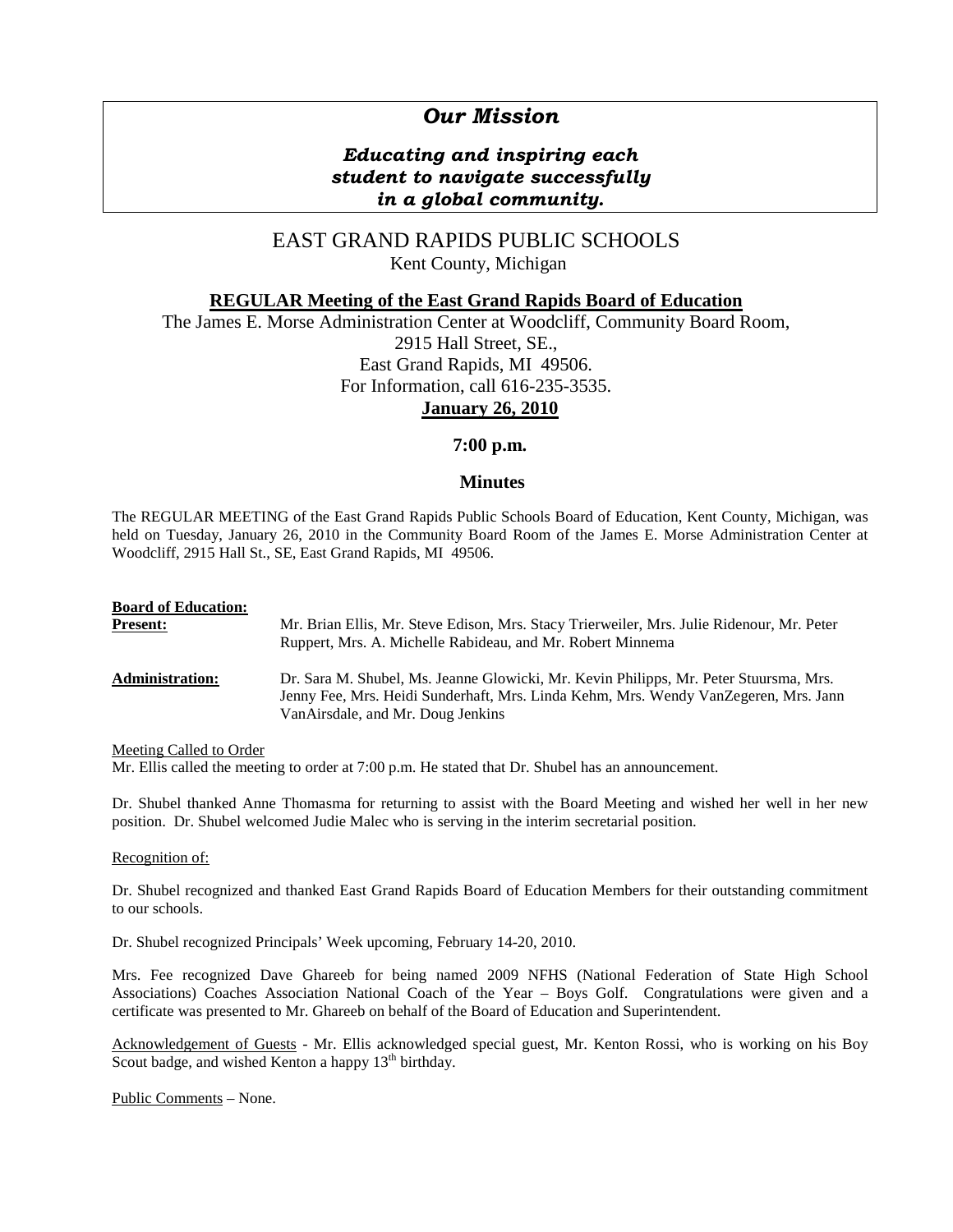# *Our Mission*

### *Educating and inspiring each student to navigate successfully in a global community.*

## EAST GRAND RAPIDS PUBLIC SCHOOLS

Kent County, Michigan

**REGULAR Meeting of the East Grand Rapids Board of Education**

The James E. Morse Administration Center at Woodcliff, Community Board Room,
2915 Hall Street, SE.,
East Grand Rapids, MI 49506.
For Information, call 616-235-3535.

**January 26, 2010**

**7:00 p.m.**

## Minutes

The REGULAR MEETING of the East Grand Rapids Public Schools Board of Education, Kent County, Michigan, was held on Tuesday, January 26, 2010 in the Community Board Room of the James E. Morse Administration Center at Woodcliff, 2915 Hall St., SE, East Grand Rapids, MI 49506.

**Board of Education:**

**Present:** Mr. Brian Ellis, Mr. Steve Edison, Mrs. Stacy Trierweiler, Mrs. Julie Ridenour, Mr. Peter Ruppert, Mrs. A. Michelle Rabideau, and Mr. Robert Minnema

**Administration:** Dr. Sara M. Shubel, Ms. Jeanne Glowicki, Mr. Kevin Philipps, Mr. Peter Stuursma, Mrs. Jenny Fee, Mrs. Heidi Sunderhaft, Mrs. Linda Kehm, Mrs. Wendy VanZegeren, Mrs. Jann VanAirsdale, and Mr. Doug Jenkins

Meeting Called to Order

Mr. Ellis called the meeting to order at 7:00 p.m. He stated that Dr. Shubel has an announcement.

Dr. Shubel thanked Anne Thomasma for returning to assist with the Board Meeting and wished her well in her new position. Dr. Shubel welcomed Judie Malec who is serving in the interim secretarial position.

Recognition of:

Dr. Shubel recognized and thanked East Grand Rapids Board of Education Members for their outstanding commitment to our schools.

Dr. Shubel recognized Principals' Week upcoming, February 14-20, 2010.

Mrs. Fee recognized Dave Ghareeb for being named 2009 NFHS (National Federation of State High School Associations) Coaches Association National Coach of the Year – Boys Golf. Congratulations were given and a certificate was presented to Mr. Ghareeb on behalf of the Board of Education and Superintendent.

Acknowledgement of Guests - Mr. Ellis acknowledged special guest, Mr. Kenton Rossi, who is working on his Boy Scout badge, and wished Kenton a happy 13th birthday.

Public Comments – None.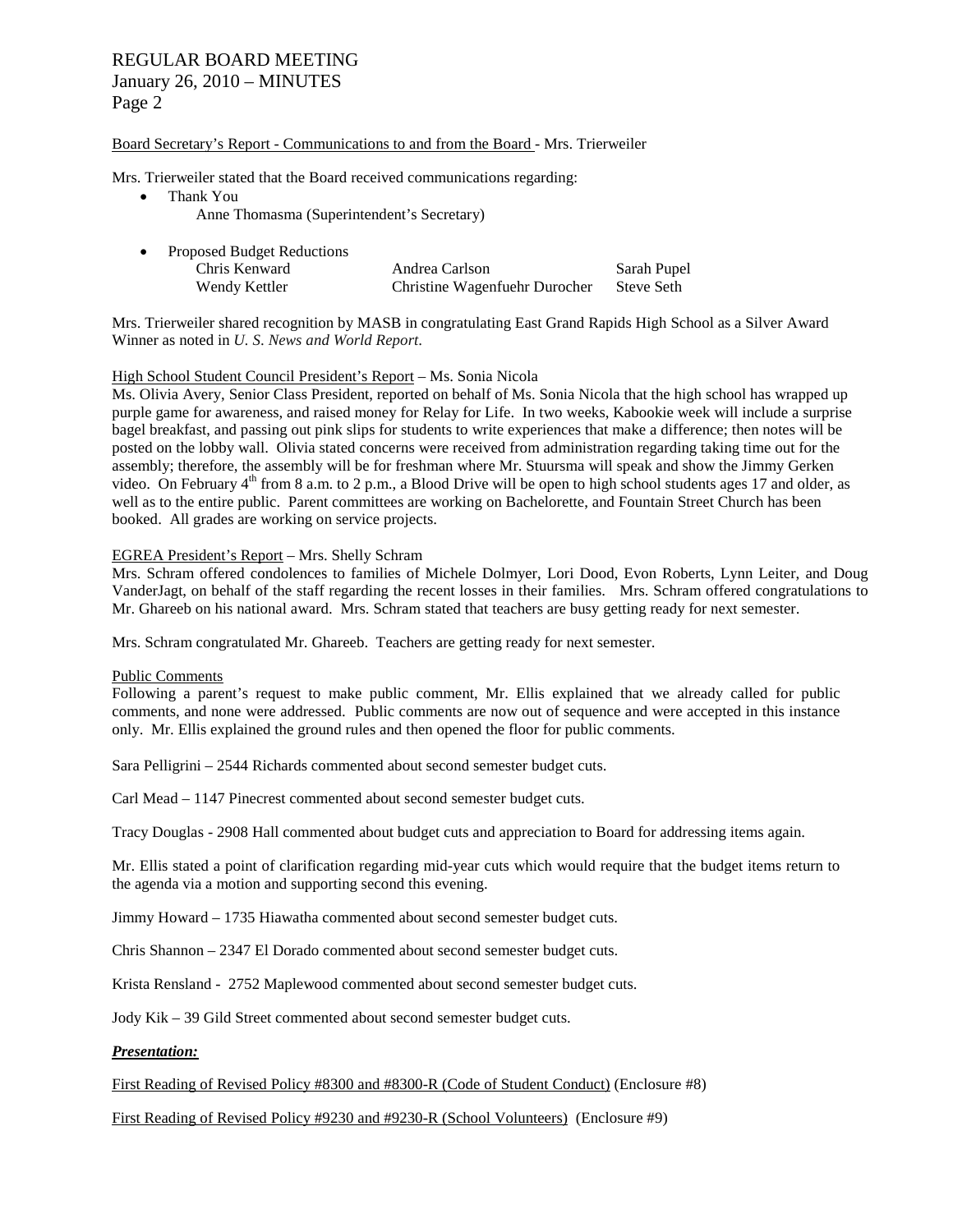Board Secretary's Report - Communications to and from the Board - Mrs. Trierweiler

Mrs. Trierweiler stated that the Board received communications regarding:

- Thank You
  - Anne Thomasma (Superintendent's Secretary)
- Proposed Budget Reductions

| | | |
|---|---|---|
| Chris Kenward | Andrea Carlson | Sarah Pupel |
| Wendy Kettler | Christine Wagenfuehr Durocher | Steve Seth |

Mrs. Trierweiler shared recognition by MASB in congratulating East Grand Rapids High School as a Silver Award Winner as noted in *U. S. News and World Report*.

High School Student Council President's Report – Ms. Sonia Nicola

Ms. Olivia Avery, Senior Class President, reported on behalf of Ms. Sonia Nicola that the high school has wrapped up purple game for awareness, and raised money for Relay for Life. In two weeks, Kabookie week will include a surprise bagel breakfast, and passing out pink slips for students to write experiences that make a difference; then notes will be posted on the lobby wall. Olivia stated concerns were received from administration regarding taking time out for the assembly; therefore, the assembly will be for freshman where Mr. Stuursma will speak and show the Jimmy Gerken video. On February 4th from 8 a.m. to 2 p.m., a Blood Drive will be open to high school students ages 17 and older, as well as to the entire public. Parent committees are working on Bachelorette, and Fountain Street Church has been booked. All grades are working on service projects.

EGREA President's Report – Mrs. Shelly Schram

Mrs. Schram offered condolences to families of Michele Dolmyer, Lori Dood, Evon Roberts, Lynn Leiter, and Doug VanderJagt, on behalf of the staff regarding the recent losses in their families. Mrs. Schram offered congratulations to Mr. Ghareeb on his national award. Mrs. Schram stated that teachers are busy getting ready for next semester.

Mrs. Schram congratulated Mr. Ghareeb. Teachers are getting ready for next semester.

Public Comments

Following a parent's request to make public comment, Mr. Ellis explained that we already called for public comments, and none were addressed. Public comments are now out of sequence and were accepted in this instance only. Mr. Ellis explained the ground rules and then opened the floor for public comments.

Sara Pelligrini – 2544 Richards commented about second semester budget cuts.

Carl Mead – 1147 Pinecrest commented about second semester budget cuts.

Tracy Douglas - 2908 Hall commented about budget cuts and appreciation to Board for addressing items again.

Mr. Ellis stated a point of clarification regarding mid-year cuts which would require that the budget items return to the agenda via a motion and supporting second this evening.

Jimmy Howard – 1735 Hiawatha commented about second semester budget cuts.

Chris Shannon – 2347 El Dorado commented about second semester budget cuts.

Krista Rensland - 2752 Maplewood commented about second semester budget cuts.

Jody Kik – 39 Gild Street commented about second semester budget cuts.

***Presentation:***

First Reading of Revised Policy #8300 and #8300-R (Code of Student Conduct) (Enclosure #8)

First Reading of Revised Policy #9230 and #9230-R (School Volunteers) (Enclosure #9)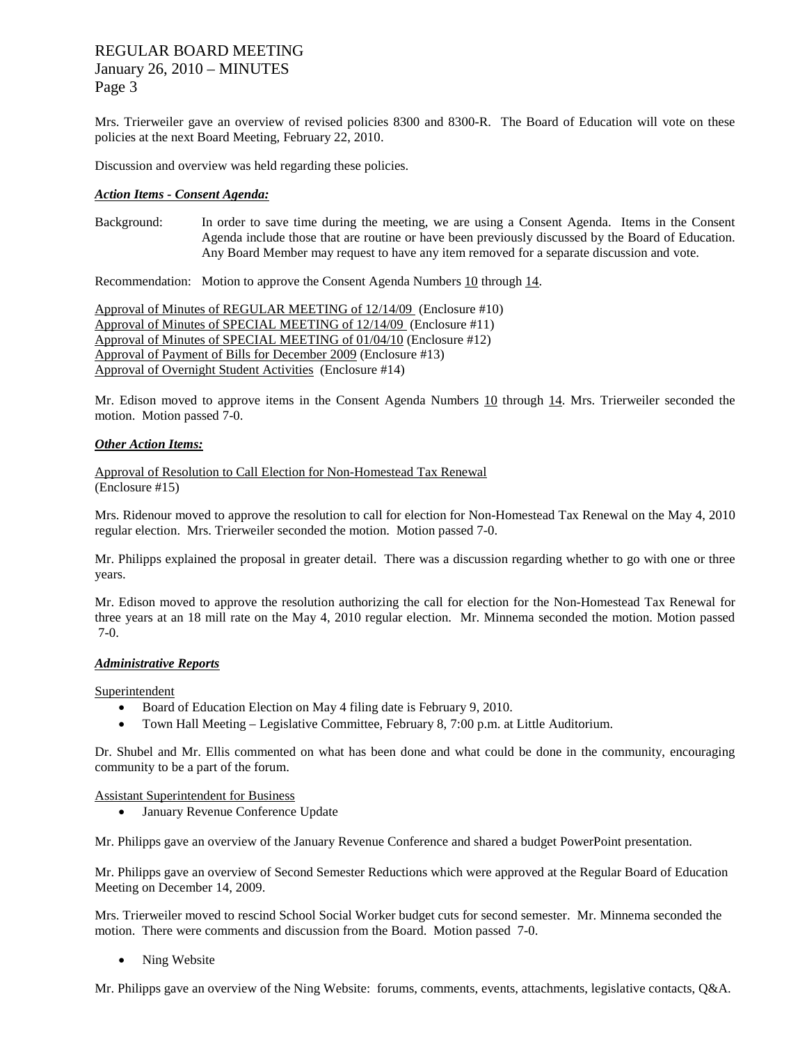Mrs. Trierweiler gave an overview of revised policies 8300 and 8300-R. The Board of Education will vote on these policies at the next Board Meeting, February 22, 2010.

Discussion and overview was held regarding these policies.

***Action Items - Consent Agenda:***

Background: In order to save time during the meeting, we are using a Consent Agenda. Items in the Consent Agenda include those that are routine or have been previously discussed by the Board of Education. Any Board Member may request to have any item removed for a separate discussion and vote.

Recommendation: Motion to approve the Consent Agenda Numbers 10 through 14.

Approval of Minutes of REGULAR MEETING of 12/14/09 (Enclosure #10)
Approval of Minutes of SPECIAL MEETING of 12/14/09 (Enclosure #11)
Approval of Minutes of SPECIAL MEETING of 01/04/10 (Enclosure #12)
Approval of Payment of Bills for December 2009 (Enclosure #13)
Approval of Overnight Student Activities (Enclosure #14)

Mr. Edison moved to approve items in the Consent Agenda Numbers 10 through 14. Mrs. Trierweiler seconded the motion. Motion passed 7-0.

***Other Action Items:***

Approval of Resolution to Call Election for Non-Homestead Tax Renewal
(Enclosure #15)

Mrs. Ridenour moved to approve the resolution to call for election for Non-Homestead Tax Renewal on the May 4, 2010 regular election. Mrs. Trierweiler seconded the motion. Motion passed 7-0.

Mr. Philipps explained the proposal in greater detail. There was a discussion regarding whether to go with one or three years.

Mr. Edison moved to approve the resolution authorizing the call for election for the Non-Homestead Tax Renewal for three years at an 18 mill rate on the May 4, 2010 regular election. Mr. Minnema seconded the motion. Motion passed 7-0.

***Administrative Reports***

Superintendent

- Board of Education Election on May 4 filing date is February 9, 2010.
- Town Hall Meeting – Legislative Committee, February 8, 7:00 p.m. at Little Auditorium.

Dr. Shubel and Mr. Ellis commented on what has been done and what could be done in the community, encouraging community to be a part of the forum.

Assistant Superintendent for Business

- January Revenue Conference Update

Mr. Philipps gave an overview of the January Revenue Conference and shared a budget PowerPoint presentation.

Mr. Philipps gave an overview of Second Semester Reductions which were approved at the Regular Board of Education Meeting on December 14, 2009.

Mrs. Trierweiler moved to rescind School Social Worker budget cuts for second semester. Mr. Minnema seconded the motion. There were comments and discussion from the Board. Motion passed 7-0.

- Ning Website

Mr. Philipps gave an overview of the Ning Website: forums, comments, events, attachments, legislative contacts, Q&A.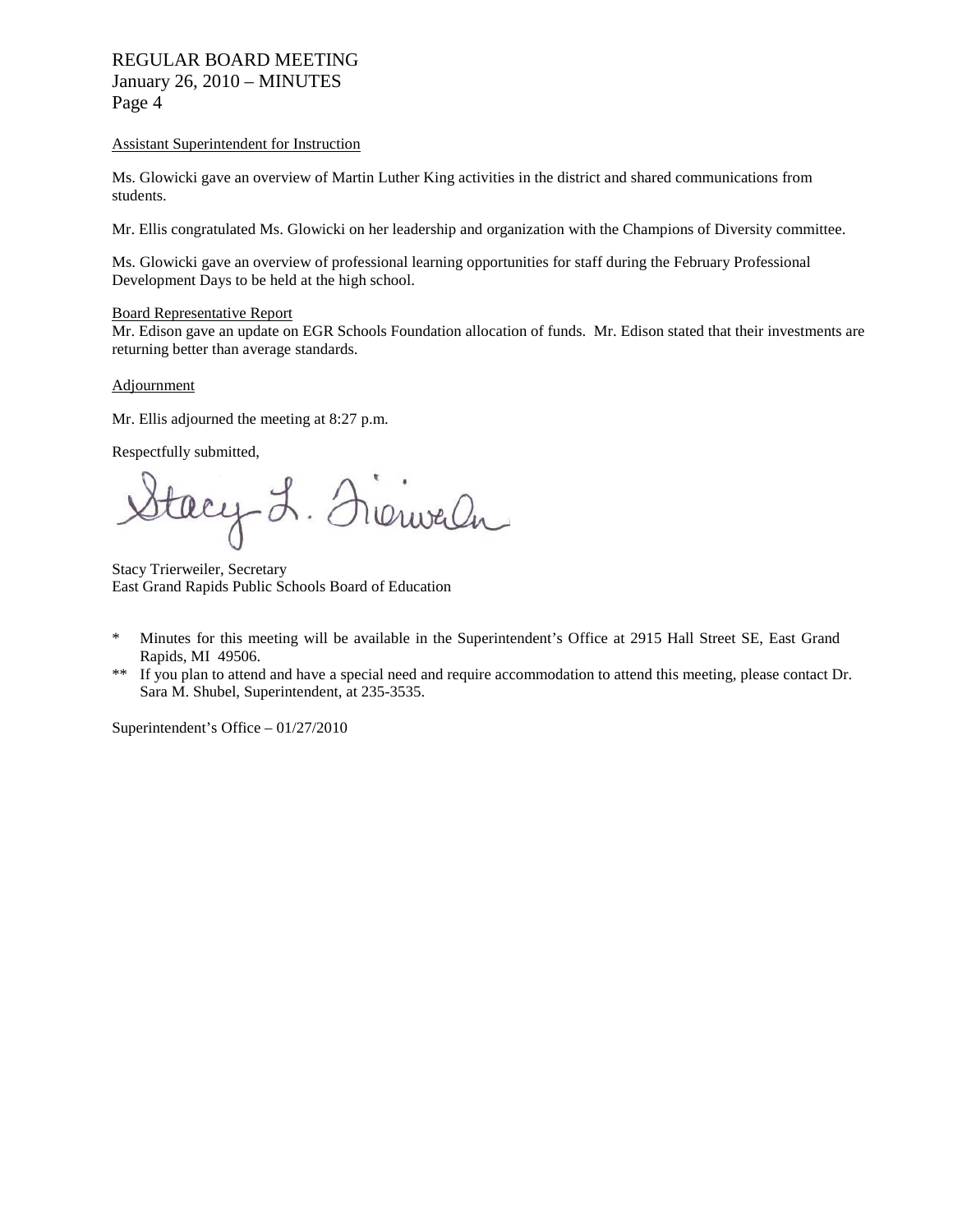Assistant Superintendent for Instruction

Ms. Glowicki gave an overview of Martin Luther King activities in the district and shared communications from students.

Mr. Ellis congratulated Ms. Glowicki on her leadership and organization with the Champions of Diversity committee.

Ms. Glowicki gave an overview of professional learning opportunities for staff during the February Professional Development Days to be held at the high school.

Board Representative Report

Mr. Edison gave an update on EGR Schools Foundation allocation of funds. Mr. Edison stated that their investments are returning better than average standards.

Adjournment

Mr. Ellis adjourned the meeting at 8:27 p.m.

Respectfully submitted,

Stacy L. Trierweiler

Stacy Trierweiler, Secretary
East Grand Rapids Public Schools Board of Education

\* Minutes for this meeting will be available in the Superintendent's Office at 2915 Hall Street SE, East Grand Rapids, MI 49506.

\*\* If you plan to attend and have a special need and require accommodation to attend this meeting, please contact Dr. Sara M. Shubel, Superintendent, at 235-3535.

Superintendent's Office – 01/27/2010